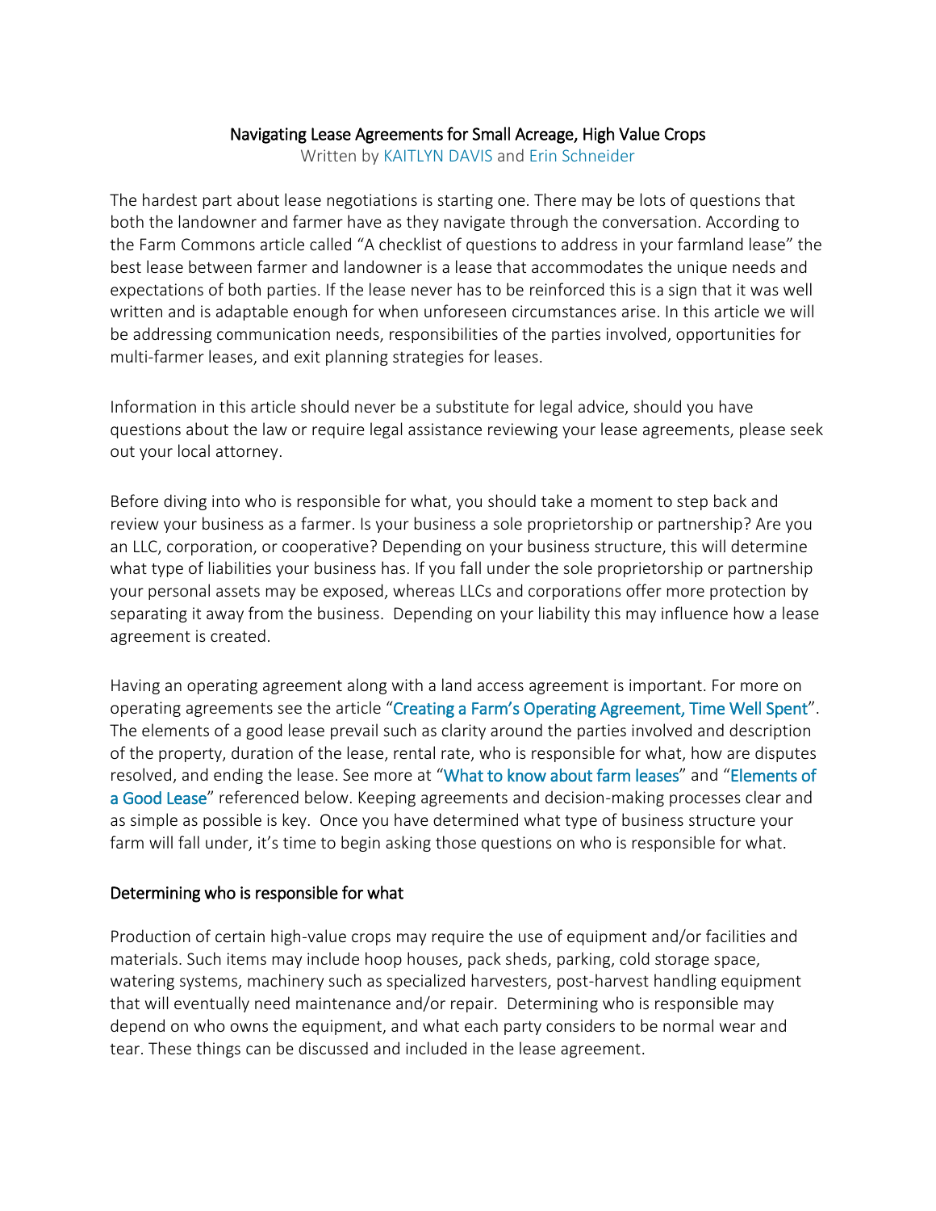# Navigating Lease Agreements for Small Acreage, High Value Crops

Written by KAITLYN DAVIS and Erin Schneider

The hardest part about lease negotiations is starting one. There may be lots of questions that both the landowner and farmer have as they navigate through the conversation. According to the Farm Commons article called "A checklist of questions to address in your farmland lease" the best lease between farmer and landowner is a lease that accommodates the unique needs and expectations of both parties. If the lease never has to be reinforced this is a sign that it was well written and is adaptable enough for when unforeseen circumstances arise. In this article we will be addressing communication needs, responsibilities of the parties involved, opportunities for multi-farmer leases, and exit planning strategies for leases.

Information in this article should never be a substitute for legal advice, should you have questions about the law or require legal assistance reviewing your lease agreements, please seek out your local attorney.

Before diving into who is responsible for what, you should take a moment to step back and review your business as a farmer. Is your business a sole proprietorship or partnership? Are you an LLC, corporation, or cooperative? Depending on your business structure, this will determine what type of liabilities your business has. If you fall under the sole proprietorship or partnership your personal assets may be exposed, whereas LLCs and corporations offer more protection by separating it away from the business. Depending on your liability this may influence how a lease agreement is created.

Having an operating agreement along with a land access agreement is important. For more on operating agreements see the article "Creating a Farm's Operating Agreement, Time Well Spent". The elements of a good lease prevail such as clarity around the parties involved and description of the property, duration of the lease, rental rate, who is responsible for what, how are disputes resolved, and ending the lease. See more at "What to know about farm leases" and "Elements of a Good Lease" referenced below. Keeping agreements and decision-making processes clear and as simple as possible is key. Once you have determined what type of business structure your farm will fall under, it's time to begin asking those questions on who is responsible for what.

## Determining who is responsible for what

Production of certain high-value crops may require the use of equipment and/or facilities and materials. Such items may include hoop houses, pack sheds, parking, cold storage space, watering systems, machinery such as specialized harvesters, post-harvest handling equipment that will eventually need maintenance and/or repair. Determining who is responsible may depend on who owns the equipment, and what each party considers to be normal wear and tear. These things can be discussed and included in the lease agreement.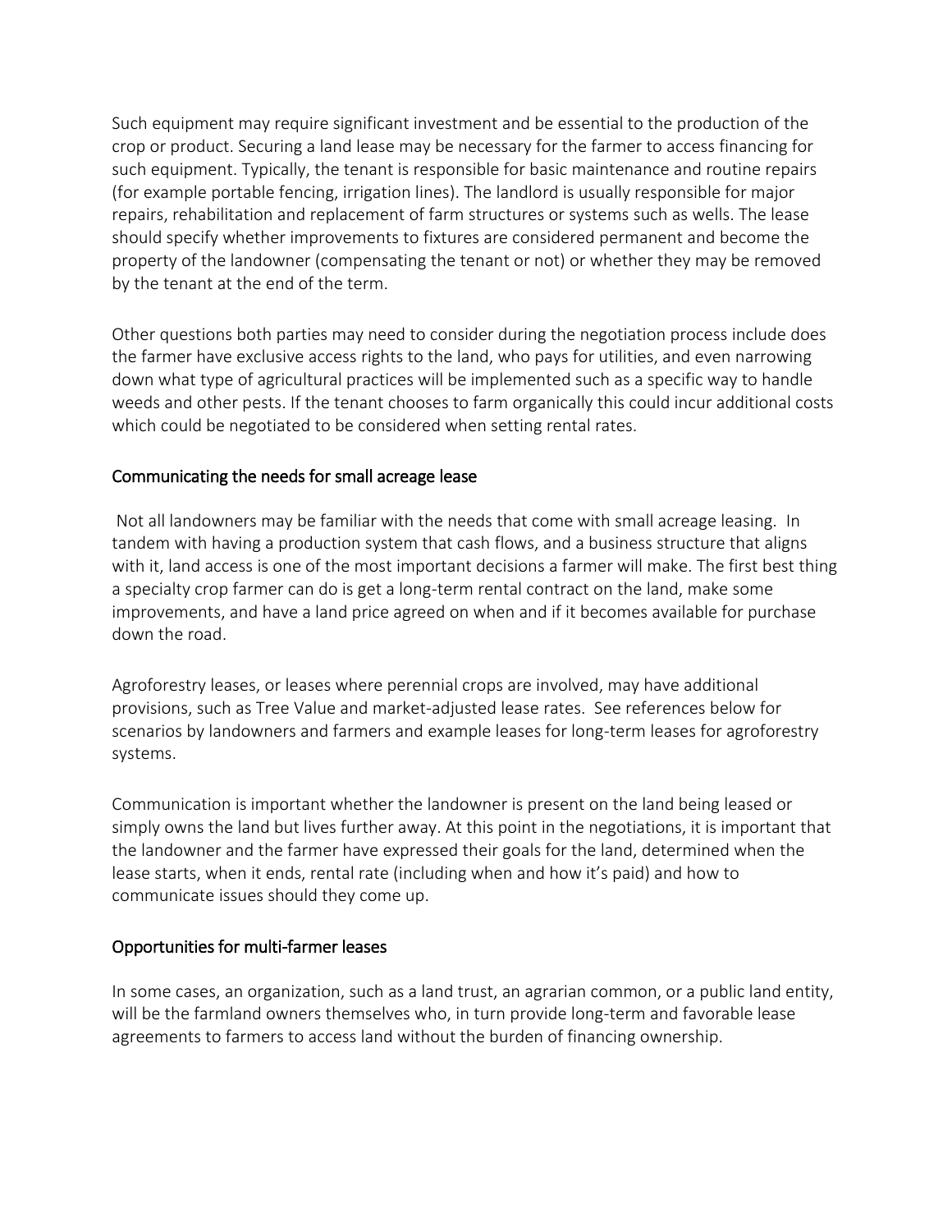Such equipment may require significant investment and be essential to the production of the crop or product. Securing a land lease may be necessary for the farmer to access financing for such equipment. Typically, the tenant is responsible for basic maintenance and routine repairs (for example portable fencing, irrigation lines). The landlord is usually responsible for major repairs, rehabilitation and replacement of farm structures or systems such as wells. The lease should specify whether improvements to fixtures are considered permanent and become the property of the landowner (compensating the tenant or not) or whether they may be removed by the tenant at the end of the term.

Other questions both parties may need to consider during the negotiation process include does the farmer have exclusive access rights to the land, who pays for utilities, and even narrowing down what type of agricultural practices will be implemented such as a specific way to handle weeds and other pests. If the tenant chooses to farm organically this could incur additional costs which could be negotiated to be considered when setting rental rates.

## Communicating the needs for small acreage lease

Not all landowners may be familiar with the needs that come with small acreage leasing. In tandem with having a production system that cash flows, and a business structure that aligns with it, land access is one of the most important decisions a farmer will make. The first best thing a specialty crop farmer can do is get a long-term rental contract on the land, make some improvements, and have a land price agreed on when and if it becomes available for purchase down the road.

Agroforestry leases, or leases where perennial crops are involved, may have additional provisions, such as Tree Value and market-adjusted lease rates. See references below for scenarios by landowners and farmers and example leases for long-term leases for agroforestry systems.

Communication is important whether the landowner is present on the land being leased or simply owns the land but lives further away. At this point in the negotiations, it is important that the landowner and the farmer have expressed their goals for the land, determined when the lease starts, when it ends, rental rate (including when and how it's paid) and how to communicate issues should they come up.

## Opportunities for multi-farmer leases

In some cases, an organization, such as a land trust, an agrarian common, or a public land entity, will be the farmland owners themselves who, in turn provide long-term and favorable lease agreements to farmers to access land without the burden of financing ownership.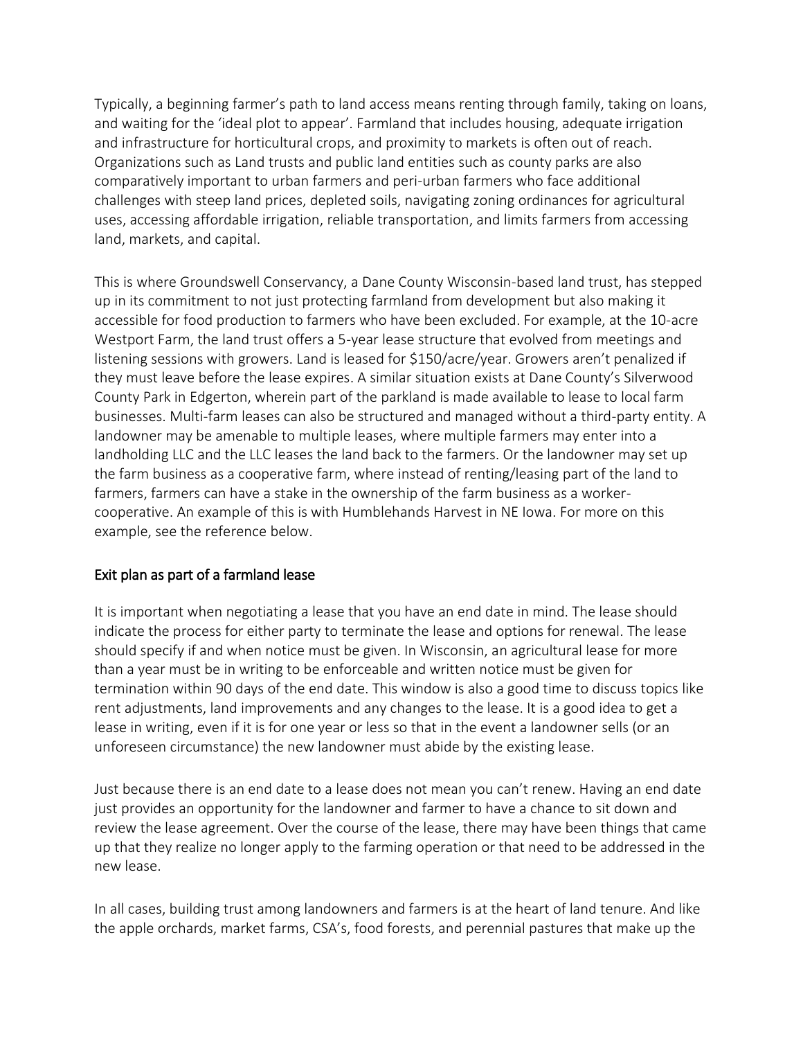Typically, a beginning farmer's path to land access means renting through family, taking on loans, and waiting for the 'ideal plot to appear'. Farmland that includes housing, adequate irrigation and infrastructure for horticultural crops, and proximity to markets is often out of reach. Organizations such as Land trusts and public land entities such as county parks are also comparatively important to urban farmers and peri-urban farmers who face additional challenges with steep land prices, depleted soils, navigating zoning ordinances for agricultural uses, accessing affordable irrigation, reliable transportation, and limits farmers from accessing land, markets, and capital.

This is where Groundswell Conservancy, a Dane County Wisconsin-based land trust, has stepped up in its commitment to not just protecting farmland from development but also making it accessible for food production to farmers who have been excluded. For example, at the 10-acre Westport Farm, the land trust offers a 5-year lease structure that evolved from meetings and listening sessions with growers. Land is leased for $150/acre/year. Growers aren't penalized if they must leave before the lease expires. A similar situation exists at Dane County's Silverwood County Park in Edgerton, wherein part of the parkland is made available to lease to local farm businesses. Multi-farm leases can also be structured and managed without a third-party entity. A landowner may be amenable to multiple leases, where multiple farmers may enter into a landholding LLC and the LLC leases the land back to the farmers. Or the landowner may set up the farm business as a cooperative farm, where instead of renting/leasing part of the land to farmers, farmers can have a stake in the ownership of the farm business as a worker-cooperative. An example of this is with Humblehands Harvest in NE Iowa. For more on this example, see the reference below.

## Exit plan as part of a farmland lease

It is important when negotiating a lease that you have an end date in mind. The lease should indicate the process for either party to terminate the lease and options for renewal. The lease should specify if and when notice must be given. In Wisconsin, an agricultural lease for more than a year must be in writing to be enforceable and written notice must be given for termination within 90 days of the end date. This window is also a good time to discuss topics like rent adjustments, land improvements and any changes to the lease. It is a good idea to get a lease in writing, even if it is for one year or less so that in the event a landowner sells (or an unforeseen circumstance) the new landowner must abide by the existing lease.

Just because there is an end date to a lease does not mean you can't renew. Having an end date just provides an opportunity for the landowner and farmer to have a chance to sit down and review the lease agreement. Over the course of the lease, there may have been things that came up that they realize no longer apply to the farming operation or that need to be addressed in the new lease.

In all cases, building trust among landowners and farmers is at the heart of land tenure. And like the apple orchards, market farms, CSA's, food forests, and perennial pastures that make up the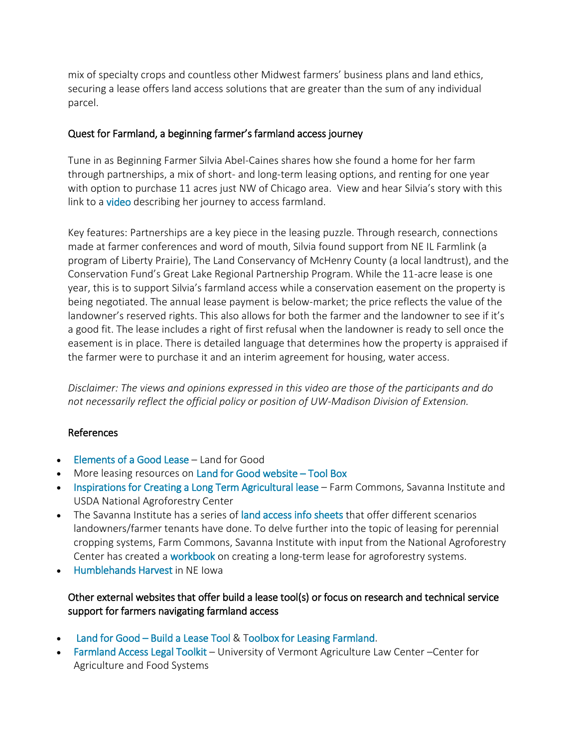mix of specialty crops and countless other Midwest farmers' business plans and land ethics, securing a lease offers land access solutions that are greater than the sum of any individual parcel.

### Quest for Farmland, a beginning farmer's farmland access journey

Tune in as Beginning Farmer Silvia Abel-Caines shares how she found a home for her farm through partnerships, a mix of short- and long-term leasing options, and renting for one year with option to purchase 11 acres just NW of Chicago area. View and hear Silvia's story with this link to a video describing her journey to access farmland.

Key features: Partnerships are a key piece in the leasing puzzle. Through research, connections made at farmer conferences and word of mouth, Silvia found support from NE IL Farmlink (a program of Liberty Prairie), The Land Conservancy of McHenry County (a local landtrust), and the Conservation Fund's Great Lake Regional Partnership Program. While the 11-acre lease is one year, this is to support Silvia's farmland access while a conservation easement on the property is being negotiated. The annual lease payment is below-market; the price reflects the value of the landowner's reserved rights. This also allows for both the farmer and the landowner to see if it's a good fit. The lease includes a right of first refusal when the landowner is ready to sell once the easement is in place. There is detailed language that determines how the property is appraised if the farmer were to purchase it and an interim agreement for housing, water access.

*Disclaimer: The views and opinions expressed in this video are those of the participants and do not necessarily reflect the official policy or position of UW-Madison Division of Extension.*

### References

- Elements of a Good Lease – Land for Good
- More leasing resources on Land for Good website – Tool Box
- Inspirations for Creating a Long Term Agricultural lease – Farm Commons, Savanna Institute and USDA National Agroforestry Center
- The Savanna Institute has a series of land access info sheets that offer different scenarios landowners/farmer tenants have done. To delve further into the topic of leasing for perennial cropping systems, Farm Commons, Savanna Institute with input from the National Agroforestry Center has created a workbook on creating a long-term lease for agroforestry systems.
- Humblehands Harvest in NE Iowa

### Other external websites that offer build a lease tool(s) or focus on research and technical service support for farmers navigating farmland access

- Land for Good – Build a Lease Tool & Toolbox for Leasing Farmland.
- Farmland Access Legal Toolkit – University of Vermont Agriculture Law Center –Center for Agriculture and Food Systems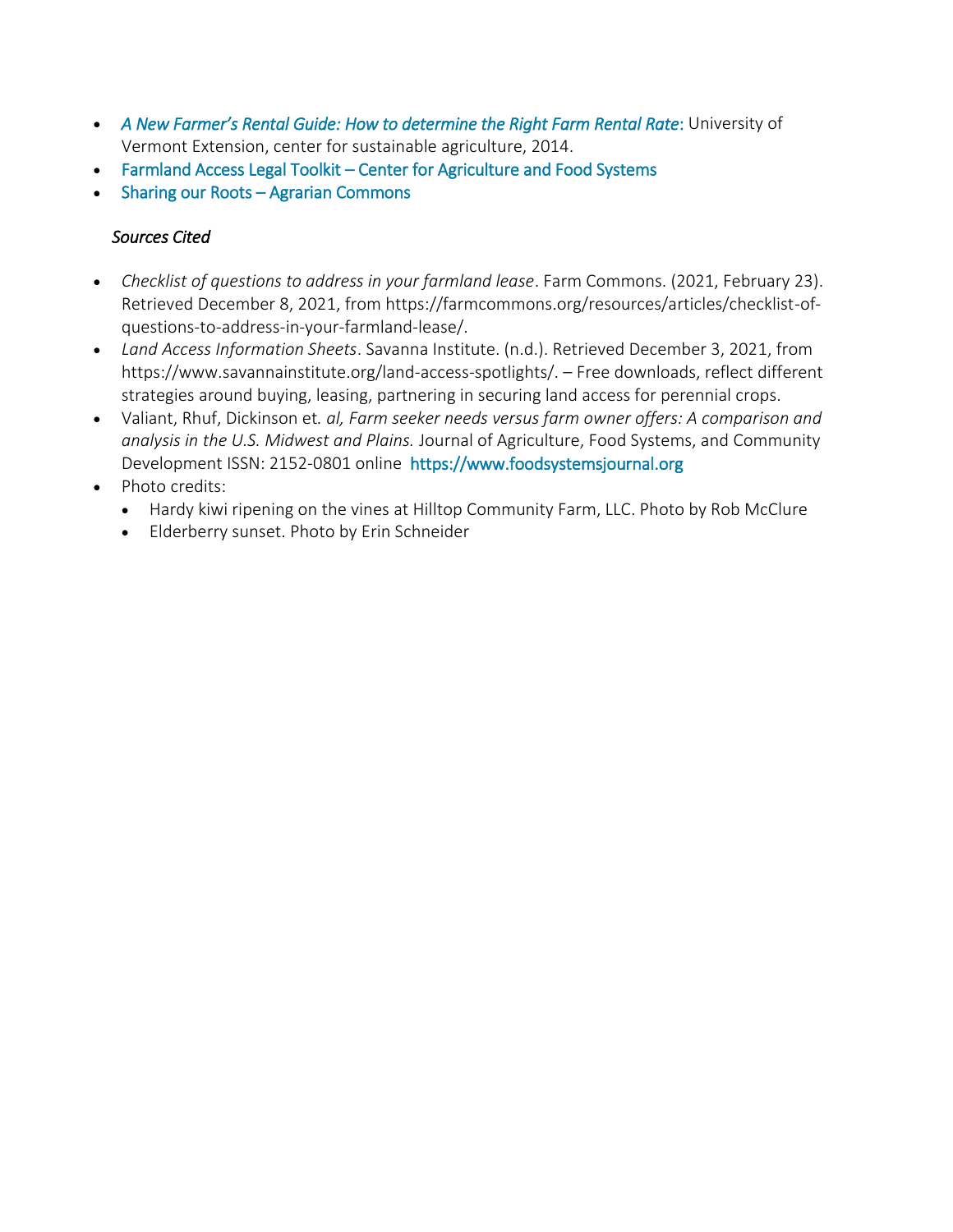- *A New Farmer's Rental Guide: How to determine the Right Farm Rental Rate*: University of Vermont Extension, center for sustainable agriculture, 2014.
- Farmland Access Legal Toolkit – Center for Agriculture and Food Systems
- Sharing our Roots – Agrarian Commons

*Sources Cited*

- *Checklist of questions to address in your farmland lease*. Farm Commons. (2021, February 23). Retrieved December 8, 2021, from https://farmcommons.org/resources/articles/checklist-of-questions-to-address-in-your-farmland-lease/.
- *Land Access Information Sheets*. Savanna Institute. (n.d.). Retrieved December 3, 2021, from https://www.savannainstitute.org/land-access-spotlights/. – Free downloads, reflect different strategies around buying, leasing, partnering in securing land access for perennial crops.
- Valiant, Rhuf, Dickinson et. *al, Farm seeker needs versus farm owner offers: A comparison and analysis in the U.S. Midwest and Plains.* Journal of Agriculture, Food Systems, and Community Development ISSN: 2152-0801 online https://www.foodsystemsjournal.org
- Photo credits:
  - Hardy kiwi ripening on the vines at Hilltop Community Farm, LLC. Photo by Rob McClure
  - Elderberry sunset. Photo by Erin Schneider